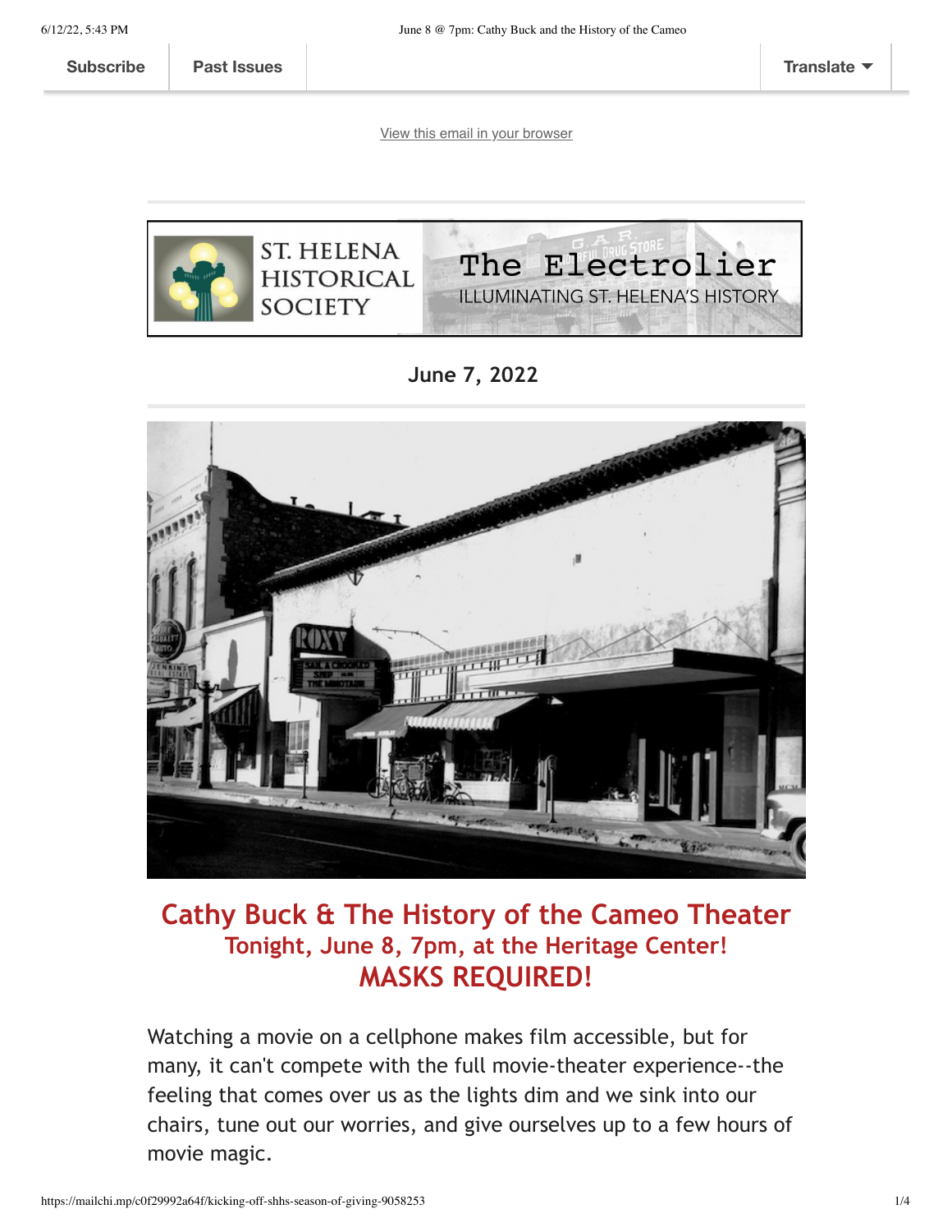Subscribe | Past Issues | Translate

View this email in your browser

ST. HELENA HISTORICAL SOCIETY

# The Electrolier

ILLUMINATING ST. HELENA'S HISTORY

**June 7, 2022**

## Cathy Buck & The History of the Cameo Theater

### Tonight, June 8, 7pm, at the Heritage Center!

### MASKS REQUIRED!

Watching a movie on a cellphone makes film accessible, but for many, it can't compete with the full movie-theater experience--the feeling that comes over us as the lights dim and we sink into our chairs, tune out our worries, and give ourselves up to a few hours of movie magic.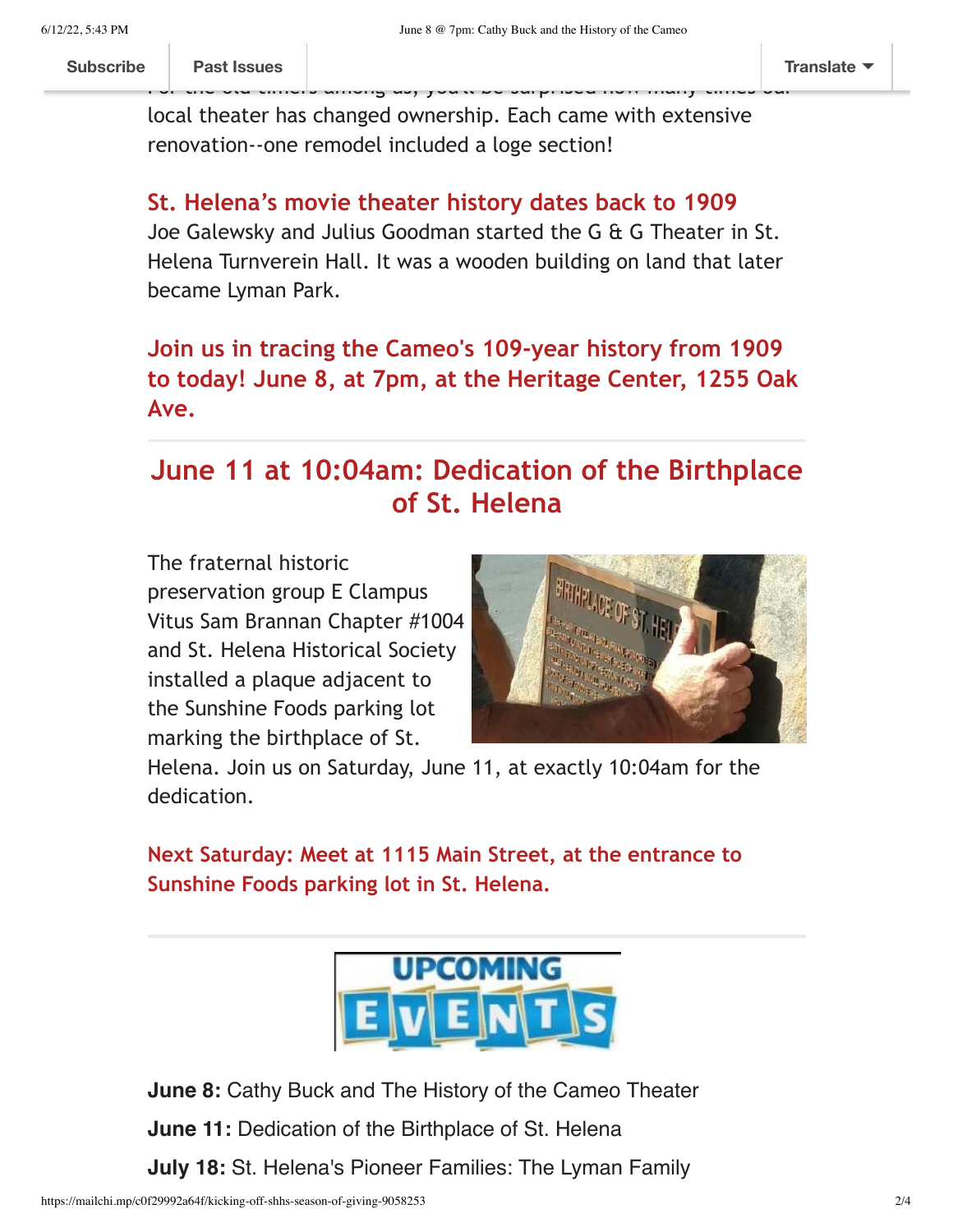For the old timers among us, you'll be surprised how many times our local theater has changed ownership. Each came with extensive renovation--one remodel included a loge section!

**St. Helena's movie theater history dates back to 1909**
Joe Galewsky and Julius Goodman started the G & G Theater in St. Helena Turnverein Hall. It was a wooden building on land that later became Lyman Park.

**Join us in tracing the Cameo's 109-year history from 1909 to today! June 8, at 7pm, at the Heritage Center, 1255 Oak Ave.**

---

## June 11 at 10:04am: Dedication of the Birthplace of St. Helena

The fraternal historic preservation group E Clampus Vitus Sam Brannan Chapter #1004 and St. Helena Historical Society installed a plaque adjacent to the Sunshine Foods parking lot marking the birthplace of St. Helena. Join us on Saturday, June 11, at exactly 10:04am for the dedication.

**Next Saturday: Meet at 1115 Main Street, at the entrance to Sunshine Foods parking lot in St. Helena.**

---

**UPCOMING EVENTS**

**June 8:** Cathy Buck and The History of the Cameo Theater

**June 11:** Dedication of the Birthplace of St. Helena

**July 18:** St. Helena's Pioneer Families: The Lyman Family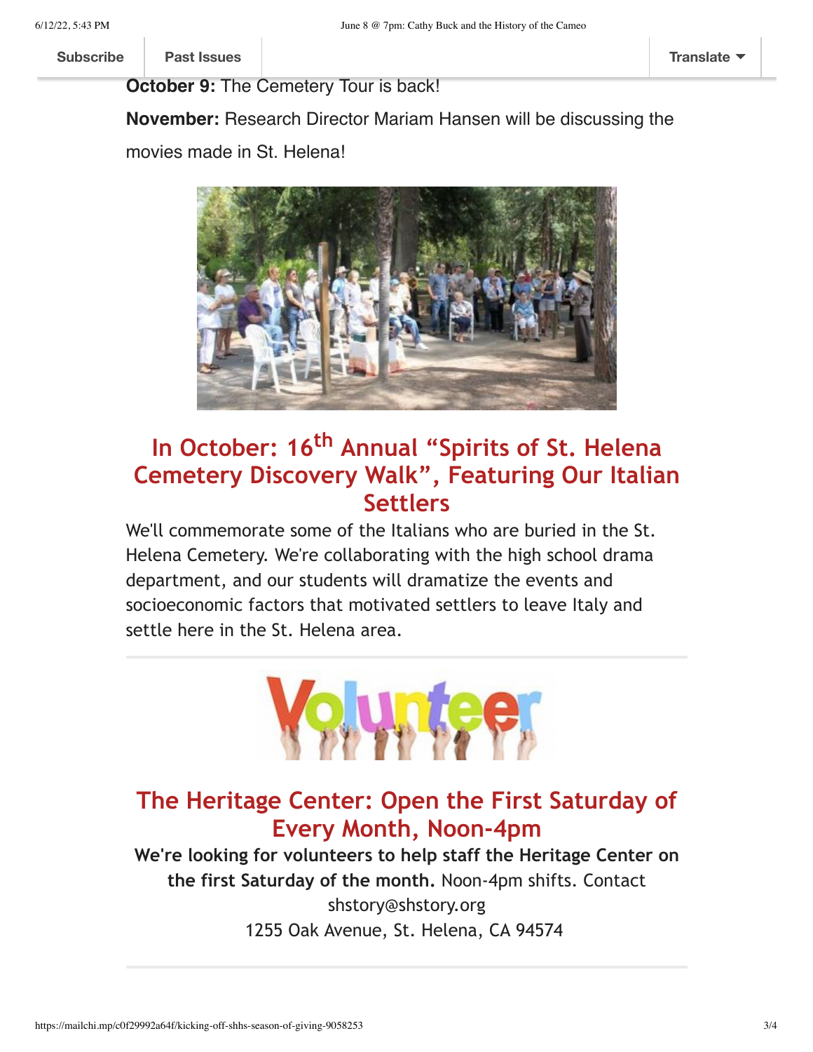**October 9:** The Cemetery Tour is back!

**November:** Research Director Mariam Hansen will be discussing the movies made in St. Helena!

## In October: 16th Annual "Spirits of St. Helena Cemetery Discovery Walk", Featuring Our Italian Settlers

We'll commemorate some of the Italians who are buried in the St. Helena Cemetery. We're collaborating with the high school drama department, and our students will dramatize the events and socioeconomic factors that motivated settlers to leave Italy and settle here in the St. Helena area.

---

## The Heritage Center: Open the First Saturday of Every Month, Noon-4pm

**We're looking for volunteers to help staff the Heritage Center on the first Saturday of the month.** Noon-4pm shifts. Contact shstory@shstory.org
1255 Oak Avenue, St. Helena, CA 94574

---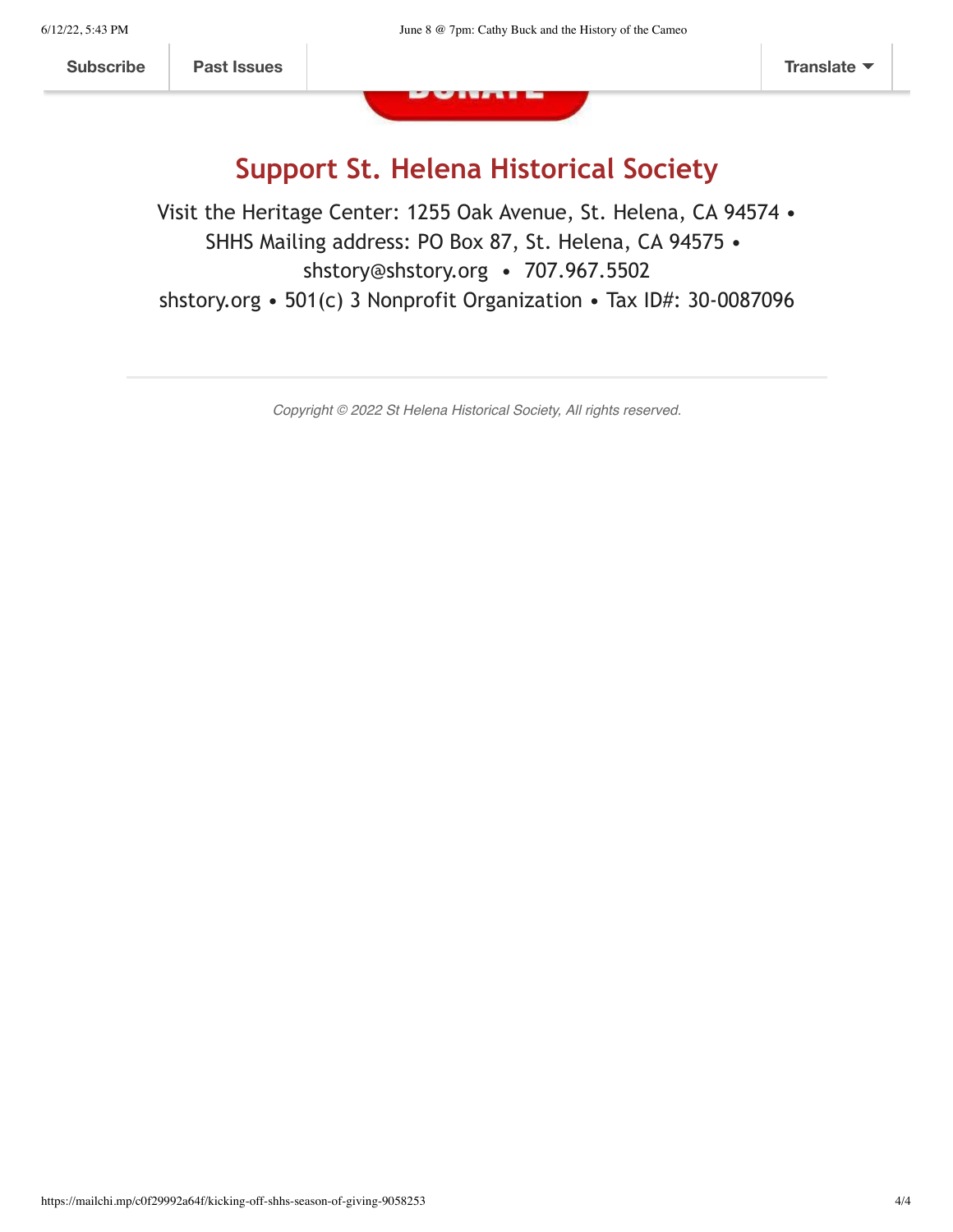## Support St. Helena Historical Society

Visit the Heritage Center: 1255 Oak Avenue, St. Helena, CA 94574 •
SHHS Mailing address: PO Box 87, St. Helena, CA 94575 •
shstory@shstory.org • 707.967.5502
shstory.org • 501(c) 3 Nonprofit Organization • Tax ID#: 30-0087096

---

*Copyright © 2022 St Helena Historical Society, All rights reserved.*